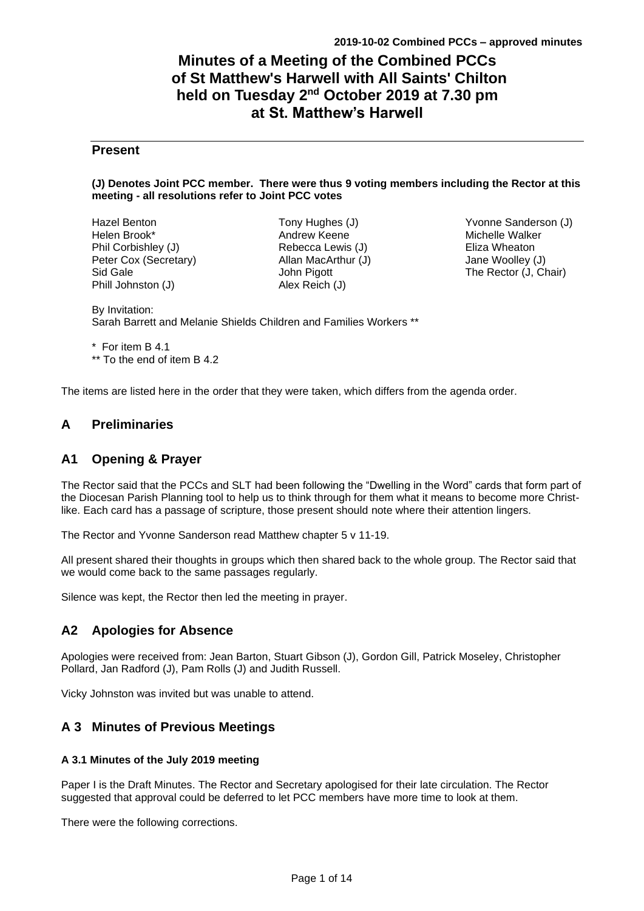# Minutes of a Meeting of the Combined PCCs of St Matthew's Harwell with All Saints' Chilton held on Tuesday 2nd October 2019 at 7.30 pm at St. Matthew's Harwell

## Present

**(J) Denotes Joint PCC member. There were thus 9 voting members including the Rector at this meeting - all resolutions refer to Joint PCC votes**

Hazel Benton
Helen Brook*
Phil Corbishley (J)
Peter Cox (Secretary)
Sid Gale
Phill Johnston (J)
Tony Hughes (J)
Andrew Keene
Rebecca Lewis (J)
Allan MacArthur (J)
John Pigott
Alex Reich (J)
Yvonne Sanderson (J)
Michelle Walker
Eliza Wheaton
Jane Woolley (J)
The Rector (J, Chair)

By Invitation:
Sarah Barrett and Melanie Shields Children and Families Workers **

\* For item B 4.1
** To the end of item B 4.2

The items are listed here in the order that they were taken, which differs from the agenda order.

## A Preliminaries

## A1 Opening & Prayer

The Rector said that the PCCs and SLT had been following the "Dwelling in the Word" cards that form part of the Diocesan Parish Planning tool to help us to think through for them what it means to become more Christ-like. Each card has a passage of scripture, those present should note where their attention lingers.

The Rector and Yvonne Sanderson read Matthew chapter 5 v 11-19.

All present shared their thoughts in groups which then shared back to the whole group. The Rector said that we would come back to the same passages regularly.

Silence was kept, the Rector then led the meeting in prayer.

## A2 Apologies for Absence

Apologies were received from: Jean Barton, Stuart Gibson (J), Gordon Gill, Patrick Moseley, Christopher Pollard, Jan Radford (J), Pam Rolls (J) and Judith Russell.

Vicky Johnston was invited but was unable to attend.

## A 3 Minutes of Previous Meetings

### A 3.1 Minutes of the July 2019 meeting

Paper I is the Draft Minutes. The Rector and Secretary apologised for their late circulation. The Rector suggested that approval could be deferred to let PCC members have more time to look at them.

There were the following corrections.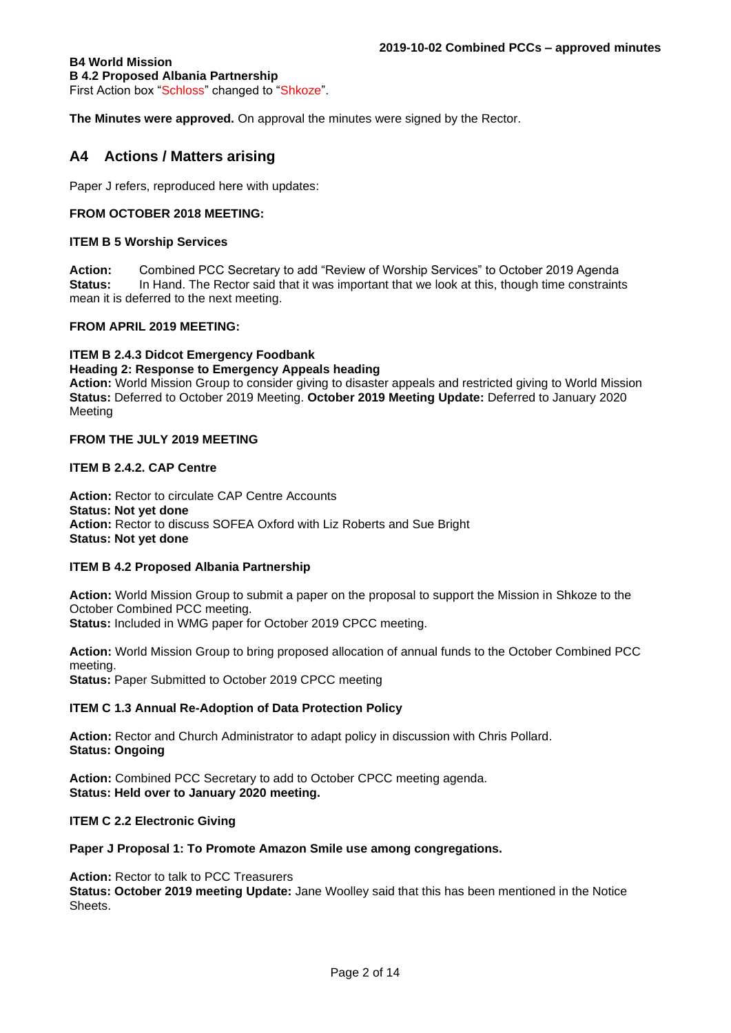**B4 World Mission**
**B 4.2 Proposed Albania Partnership**
First Action box "Schloss" changed to "Shkoze".

**The Minutes were approved.** On approval the minutes were signed by the Rector.

## A4 Actions / Matters arising

Paper J refers, reproduced here with updates:

**FROM OCTOBER 2018 MEETING:**

**ITEM B 5 Worship Services**

**Action:** Combined PCC Secretary to add "Review of Worship Services" to October 2019 Agenda
**Status:** In Hand. The Rector said that it was important that we look at this, though time constraints mean it is deferred to the next meeting.

**FROM APRIL 2019 MEETING:**

**ITEM B 2.4.3 Didcot Emergency Foodbank**
**Heading 2: Response to Emergency Appeals heading**
**Action:** World Mission Group to consider giving to disaster appeals and restricted giving to World Mission
**Status:** Deferred to October 2019 Meeting. **October 2019 Meeting Update:** Deferred to January 2020 Meeting

**FROM THE JULY 2019 MEETING**

**ITEM B 2.4.2. CAP Centre**

**Action:** Rector to circulate CAP Centre Accounts
**Status: Not yet done**
**Action:** Rector to discuss SOFEA Oxford with Liz Roberts and Sue Bright
**Status: Not yet done**

**ITEM B 4.2 Proposed Albania Partnership**

**Action:** World Mission Group to submit a paper on the proposal to support the Mission in Shkoze to the October Combined PCC meeting.
**Status:** Included in WMG paper for October 2019 CPCC meeting.

**Action:** World Mission Group to bring proposed allocation of annual funds to the October Combined PCC meeting.
**Status:** Paper Submitted to October 2019 CPCC meeting

**ITEM C 1.3 Annual Re-Adoption of Data Protection Policy**

**Action:** Rector and Church Administrator to adapt policy in discussion with Chris Pollard.
**Status: Ongoing**

**Action:** Combined PCC Secretary to add to October CPCC meeting agenda.
**Status: Held over to January 2020 meeting.**

**ITEM C 2.2 Electronic Giving**

**Paper J Proposal 1: To Promote Amazon Smile use among congregations.**

**Action:** Rector to talk to PCC Treasurers
**Status: October 2019 meeting Update:** Jane Woolley said that this has been mentioned in the Notice Sheets.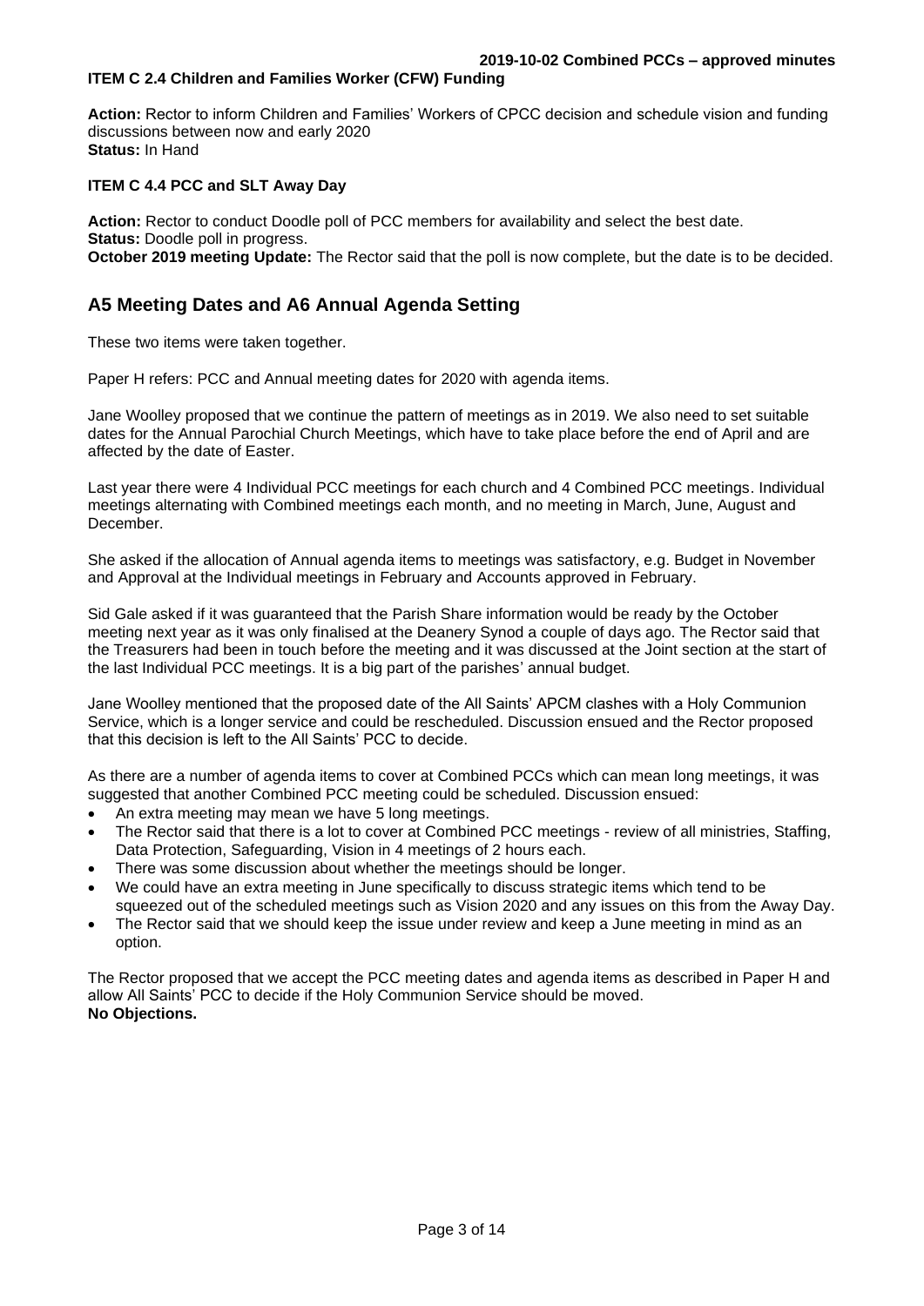**ITEM C 2.4 Children and Families Worker (CFW) Funding**

**Action:** Rector to inform Children and Families' Workers of CPCC decision and schedule vision and funding discussions between now and early 2020
**Status:** In Hand

**ITEM C 4.4 PCC and SLT Away Day**

**Action:** Rector to conduct Doodle poll of PCC members for availability and select the best date.
**Status:** Doodle poll in progress.
**October 2019 meeting Update:** The Rector said that the poll is now complete, but the date is to be decided.

## A5 Meeting Dates and A6 Annual Agenda Setting

These two items were taken together.

Paper H refers: PCC and Annual meeting dates for 2020 with agenda items.

Jane Woolley proposed that we continue the pattern of meetings as in 2019. We also need to set suitable dates for the Annual Parochial Church Meetings, which have to take place before the end of April and are affected by the date of Easter.

Last year there were 4 Individual PCC meetings for each church and 4 Combined PCC meetings. Individual meetings alternating with Combined meetings each month, and no meeting in March, June, August and December.

She asked if the allocation of Annual agenda items to meetings was satisfactory, e.g. Budget in November and Approval at the Individual meetings in February and Accounts approved in February.

Sid Gale asked if it was guaranteed that the Parish Share information would be ready by the October meeting next year as it was only finalised at the Deanery Synod a couple of days ago. The Rector said that the Treasurers had been in touch before the meeting and it was discussed at the Joint section at the start of the last Individual PCC meetings. It is a big part of the parishes' annual budget.

Jane Woolley mentioned that the proposed date of the All Saints' APCM clashes with a Holy Communion Service, which is a longer service and could be rescheduled. Discussion ensued and the Rector proposed that this decision is left to the All Saints' PCC to decide.

As there are a number of agenda items to cover at Combined PCCs which can mean long meetings, it was suggested that another Combined PCC meeting could be scheduled. Discussion ensued:

- An extra meeting may mean we have 5 long meetings.
- The Rector said that there is a lot to cover at Combined PCC meetings - review of all ministries, Staffing, Data Protection, Safeguarding, Vision in 4 meetings of 2 hours each.
- There was some discussion about whether the meetings should be longer.
- We could have an extra meeting in June specifically to discuss strategic items which tend to be squeezed out of the scheduled meetings such as Vision 2020 and any issues on this from the Away Day.
- The Rector said that we should keep the issue under review and keep a June meeting in mind as an option.

The Rector proposed that we accept the PCC meeting dates and agenda items as described in Paper H and allow All Saints' PCC to decide if the Holy Communion Service should be moved.
**No Objections.**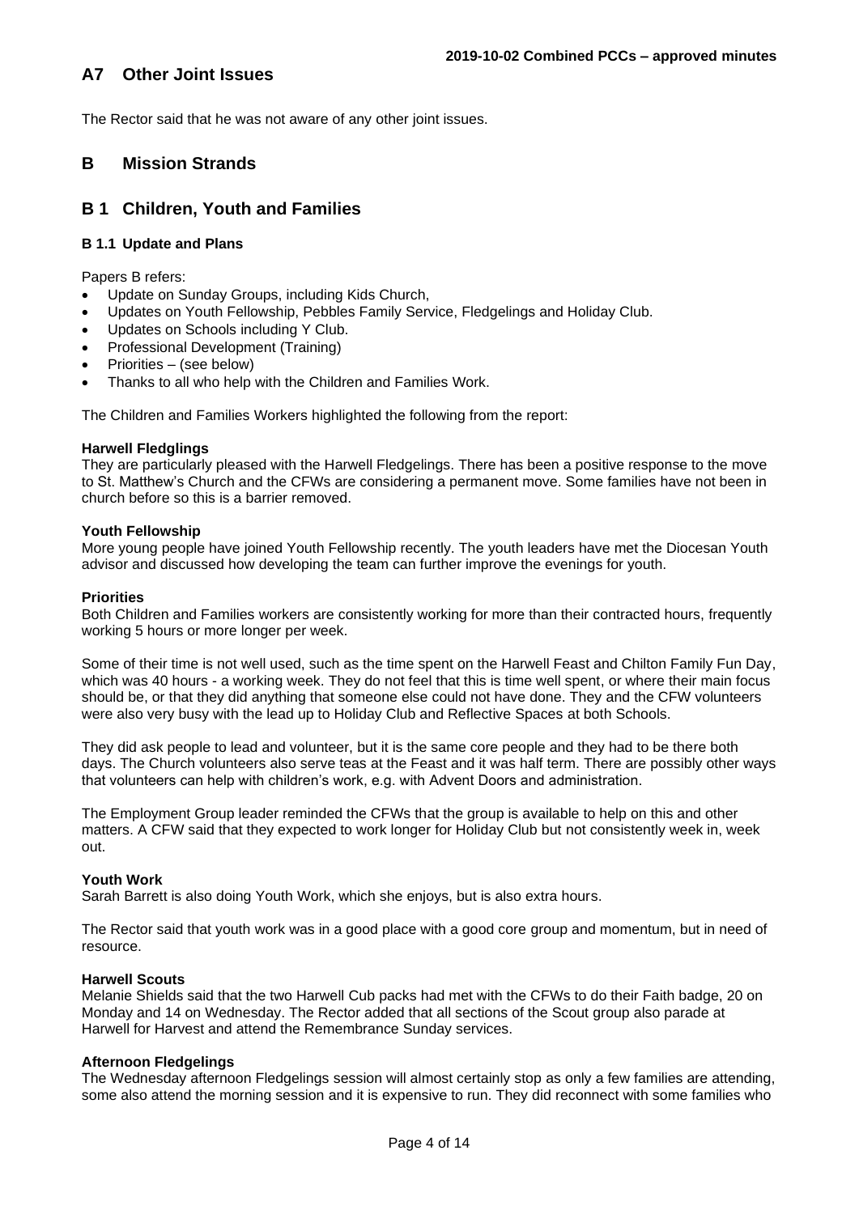## A7 Other Joint Issues

The Rector said that he was not aware of any other joint issues.

# B Mission Strands

## B 1 Children, Youth and Families

### B 1.1 Update and Plans

Papers B refers:

- Update on Sunday Groups, including Kids Church,
- Updates on Youth Fellowship, Pebbles Family Service, Fledgelings and Holiday Club.
- Updates on Schools including Y Club.
- Professional Development (Training)
- Priorities – (see below)
- Thanks to all who help with the Children and Families Work.

The Children and Families Workers highlighted the following from the report:

**Harwell Fledglings**
They are particularly pleased with the Harwell Fledgelings. There has been a positive response to the move to St. Matthew's Church and the CFWs are considering a permanent move. Some families have not been in church before so this is a barrier removed.

**Youth Fellowship**
More young people have joined Youth Fellowship recently. The youth leaders have met the Diocesan Youth advisor and discussed how developing the team can further improve the evenings for youth.

**Priorities**
Both Children and Families workers are consistently working for more than their contracted hours, frequently working 5 hours or more longer per week.

Some of their time is not well used, such as the time spent on the Harwell Feast and Chilton Family Fun Day, which was 40 hours - a working week. They do not feel that this is time well spent, or where their main focus should be, or that they did anything that someone else could not have done. They and the CFW volunteers were also very busy with the lead up to Holiday Club and Reflective Spaces at both Schools.

They did ask people to lead and volunteer, but it is the same core people and they had to be there both days. The Church volunteers also serve teas at the Feast and it was half term. There are possibly other ways that volunteers can help with children's work, e.g. with Advent Doors and administration.

The Employment Group leader reminded the CFWs that the group is available to help on this and other matters. A CFW said that they expected to work longer for Holiday Club but not consistently week in, week out.

**Youth Work**
Sarah Barrett is also doing Youth Work, which she enjoys, but is also extra hours.

The Rector said that youth work was in a good place with a good core group and momentum, but in need of resource.

**Harwell Scouts**
Melanie Shields said that the two Harwell Cub packs had met with the CFWs to do their Faith badge, 20 on Monday and 14 on Wednesday. The Rector added that all sections of the Scout group also parade at Harwell for Harvest and attend the Remembrance Sunday services.

**Afternoon Fledgelings**
The Wednesday afternoon Fledgelings session will almost certainly stop as only a few families are attending, some also attend the morning session and it is expensive to run. They did reconnect with some families who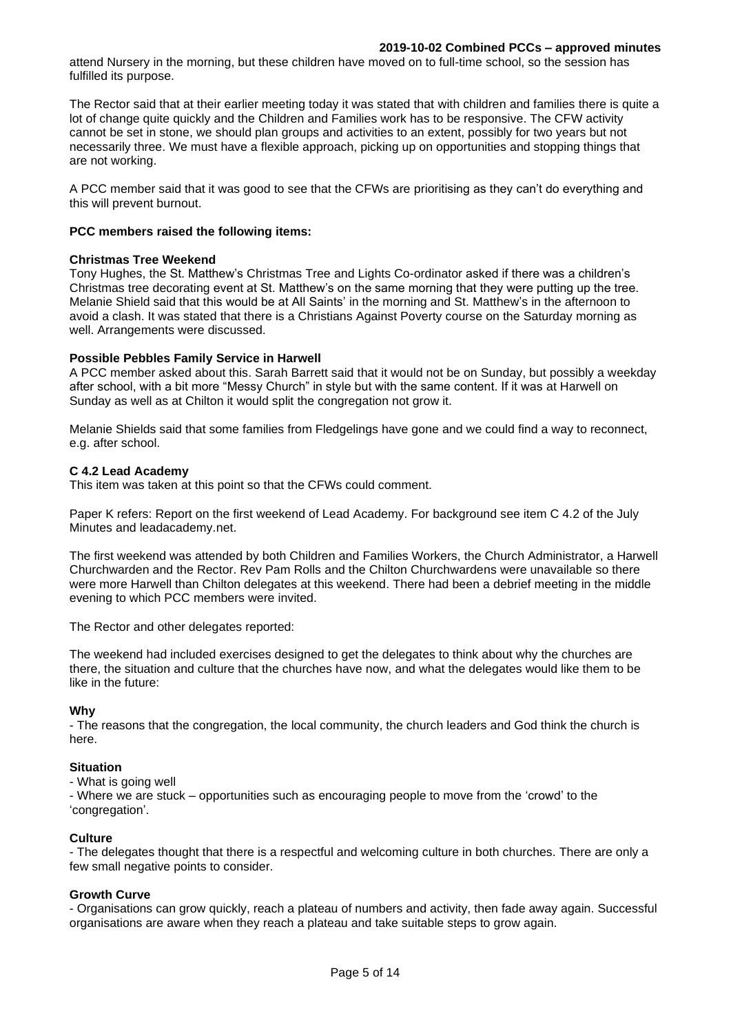attend Nursery in the morning, but these children have moved on to full-time school, so the session has fulfilled its purpose.

The Rector said that at their earlier meeting today it was stated that with children and families there is quite a lot of change quite quickly and the Children and Families work has to be responsive. The CFW activity cannot be set in stone, we should plan groups and activities to an extent, possibly for two years but not necessarily three. We must have a flexible approach, picking up on opportunities and stopping things that are not working.

A PCC member said that it was good to see that the CFWs are prioritising as they can't do everything and this will prevent burnout.

**PCC members raised the following items:**

**Christmas Tree Weekend**

Tony Hughes, the St. Matthew's Christmas Tree and Lights Co-ordinator asked if there was a children's Christmas tree decorating event at St. Matthew's on the same morning that they were putting up the tree. Melanie Shield said that this would be at All Saints' in the morning and St. Matthew's in the afternoon to avoid a clash. It was stated that there is a Christians Against Poverty course on the Saturday morning as well. Arrangements were discussed.

**Possible Pebbles Family Service in Harwell**

A PCC member asked about this. Sarah Barrett said that it would not be on Sunday, but possibly a weekday after school, with a bit more "Messy Church" in style but with the same content. If it was at Harwell on Sunday as well as at Chilton it would split the congregation not grow it.

Melanie Shields said that some families from Fledgelings have gone and we could find a way to reconnect, e.g. after school.

**C 4.2 Lead Academy**

This item was taken at this point so that the CFWs could comment.

Paper K refers: Report on the first weekend of Lead Academy. For background see item C 4.2 of the July Minutes and leadacademy.net.

The first weekend was attended by both Children and Families Workers, the Church Administrator, a Harwell Churchwarden and the Rector. Rev Pam Rolls and the Chilton Churchwardens were unavailable so there were more Harwell than Chilton delegates at this weekend. There had been a debrief meeting in the middle evening to which PCC members were invited.

The Rector and other delegates reported:

The weekend had included exercises designed to get the delegates to think about why the churches are there, the situation and culture that the churches have now, and what the delegates would like them to be like in the future:

**Why**

- The reasons that the congregation, the local community, the church leaders and God think the church is here.

**Situation**

- What is going well
- Where we are stuck – opportunities such as encouraging people to move from the 'crowd' to the 'congregation'.

**Culture**

- The delegates thought that there is a respectful and welcoming culture in both churches. There are only a few small negative points to consider.

**Growth Curve**

- Organisations can grow quickly, reach a plateau of numbers and activity, then fade away again. Successful organisations are aware when they reach a plateau and take suitable steps to grow again.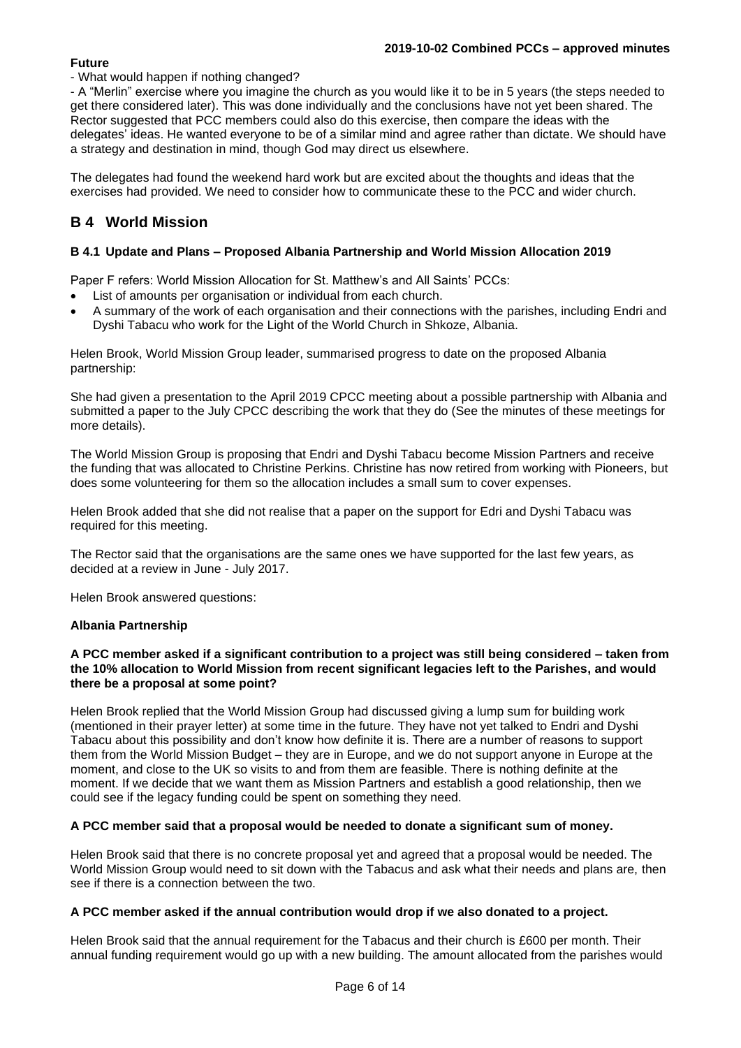**Future**

- What would happen if nothing changed?
- A "Merlin" exercise where you imagine the church as you would like it to be in 5 years (the steps needed to get there considered later). This was done individually and the conclusions have not yet been shared. The Rector suggested that PCC members could also do this exercise, then compare the ideas with the delegates' ideas. He wanted everyone to be of a similar mind and agree rather than dictate. We should have a strategy and destination in mind, though God may direct us elsewhere.

The delegates had found the weekend hard work but are excited about the thoughts and ideas that the exercises had provided. We need to consider how to communicate these to the PCC and wider church.

## B 4 World Mission

### B 4.1 Update and Plans – Proposed Albania Partnership and World Mission Allocation 2019

Paper F refers: World Mission Allocation for St. Matthew's and All Saints' PCCs:

- List of amounts per organisation or individual from each church.
- A summary of the work of each organisation and their connections with the parishes, including Endri and Dyshi Tabacu who work for the Light of the World Church in Shkoze, Albania.

Helen Brook, World Mission Group leader, summarised progress to date on the proposed Albania partnership:

She had given a presentation to the April 2019 CPCC meeting about a possible partnership with Albania and submitted a paper to the July CPCC describing the work that they do (See the minutes of these meetings for more details).

The World Mission Group is proposing that Endri and Dyshi Tabacu become Mission Partners and receive the funding that was allocated to Christine Perkins. Christine has now retired from working with Pioneers, but does some volunteering for them so the allocation includes a small sum to cover expenses.

Helen Brook added that she did not realise that a paper on the support for Edri and Dyshi Tabacu was required for this meeting.

The Rector said that the organisations are the same ones we have supported for the last few years, as decided at a review in June - July 2017.

Helen Brook answered questions:

**Albania Partnership**

**A PCC member asked if a significant contribution to a project was still being considered – taken from the 10% allocation to World Mission from recent significant legacies left to the Parishes, and would there be a proposal at some point?**

Helen Brook replied that the World Mission Group had discussed giving a lump sum for building work (mentioned in their prayer letter) at some time in the future. They have not yet talked to Endri and Dyshi Tabacu about this possibility and don't know how definite it is. There are a number of reasons to support them from the World Mission Budget – they are in Europe, and we do not support anyone in Europe at the moment, and close to the UK so visits to and from them are feasible. There is nothing definite at the moment. If we decide that we want them as Mission Partners and establish a good relationship, then we could see if the legacy funding could be spent on something they need.

**A PCC member said that a proposal would be needed to donate a significant sum of money.**

Helen Brook said that there is no concrete proposal yet and agreed that a proposal would be needed. The World Mission Group would need to sit down with the Tabacus and ask what their needs and plans are, then see if there is a connection between the two.

**A PCC member asked if the annual contribution would drop if we also donated to a project.**

Helen Brook said that the annual requirement for the Tabacus and their church is £600 per month. Their annual funding requirement would go up with a new building. The amount allocated from the parishes would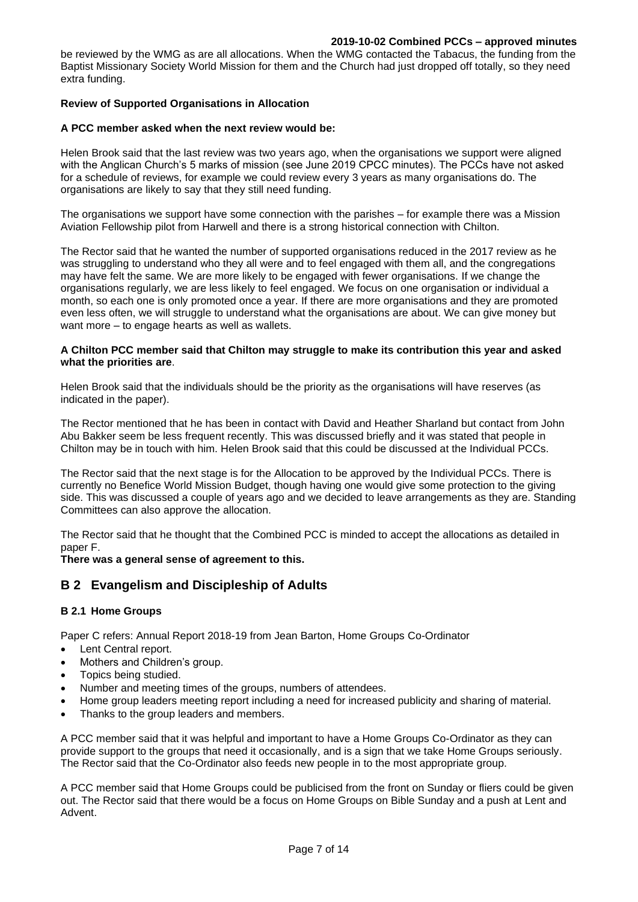be reviewed by the WMG as are all allocations. When the WMG contacted the Tabacus, the funding from the Baptist Missionary Society World Mission for them and the Church had just dropped off totally, so they need extra funding.

**Review of Supported Organisations in Allocation**

**A PCC member asked when the next review would be:**

Helen Brook said that the last review was two years ago, when the organisations we support were aligned with the Anglican Church's 5 marks of mission (see June 2019 CPCC minutes). The PCCs have not asked for a schedule of reviews, for example we could review every 3 years as many organisations do. The organisations are likely to say that they still need funding.

The organisations we support have some connection with the parishes – for example there was a Mission Aviation Fellowship pilot from Harwell and there is a strong historical connection with Chilton.

The Rector said that he wanted the number of supported organisations reduced in the 2017 review as he was struggling to understand who they all were and to feel engaged with them all, and the congregations may have felt the same. We are more likely to be engaged with fewer organisations. If we change the organisations regularly, we are less likely to feel engaged. We focus on one organisation or individual a month, so each one is only promoted once a year. If there are more organisations and they are promoted even less often, we will struggle to understand what the organisations are about. We can give money but want more – to engage hearts as well as wallets.

**A Chilton PCC member said that Chilton may struggle to make its contribution this year and asked what the priorities are**.

Helen Brook said that the individuals should be the priority as the organisations will have reserves (as indicated in the paper).

The Rector mentioned that he has been in contact with David and Heather Sharland but contact from John Abu Bakker seem be less frequent recently. This was discussed briefly and it was stated that people in Chilton may be in touch with him. Helen Brook said that this could be discussed at the Individual PCCs.

The Rector said that the next stage is for the Allocation to be approved by the Individual PCCs. There is currently no Benefice World Mission Budget, though having one would give some protection to the giving side. This was discussed a couple of years ago and we decided to leave arrangements as they are. Standing Committees can also approve the allocation.

The Rector said that he thought that the Combined PCC is minded to accept the allocations as detailed in paper F.

**There was a general sense of agreement to this.**

## B 2 Evangelism and Discipleship of Adults

### B 2.1 Home Groups

Paper C refers: Annual Report 2018-19 from Jean Barton, Home Groups Co-Ordinator

- Lent Central report.
- Mothers and Children's group.
- Topics being studied.
- Number and meeting times of the groups, numbers of attendees.
- Home group leaders meeting report including a need for increased publicity and sharing of material.
- Thanks to the group leaders and members.

A PCC member said that it was helpful and important to have a Home Groups Co-Ordinator as they can provide support to the groups that need it occasionally, and is a sign that we take Home Groups seriously. The Rector said that the Co-Ordinator also feeds new people in to the most appropriate group.

A PCC member said that Home Groups could be publicised from the front on Sunday or fliers could be given out. The Rector said that there would be a focus on Home Groups on Bible Sunday and a push at Lent and Advent.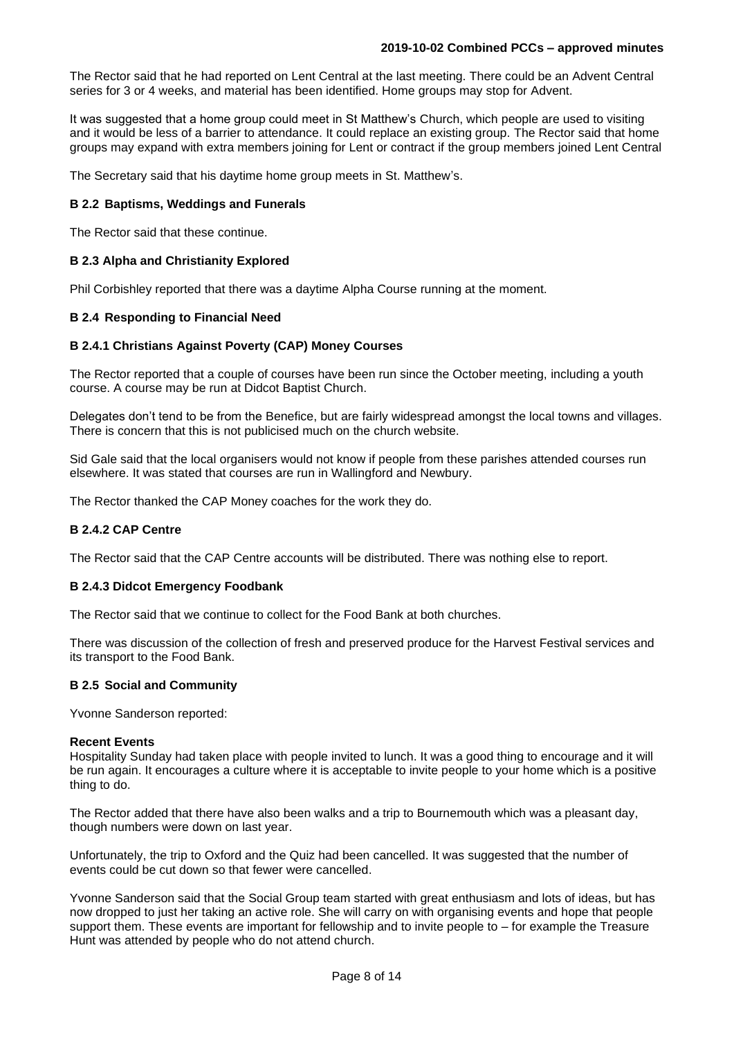The Rector said that he had reported on Lent Central at the last meeting. There could be an Advent Central series for 3 or 4 weeks, and material has been identified. Home groups may stop for Advent.

It was suggested that a home group could meet in St Matthew's Church, which people are used to visiting and it would be less of a barrier to attendance. It could replace an existing group. The Rector said that home groups may expand with extra members joining for Lent or contract if the group members joined Lent Central

The Secretary said that his daytime home group meets in St. Matthew's.

### B 2.2 Baptisms, Weddings and Funerals

The Rector said that these continue.

### B 2.3 Alpha and Christianity Explored

Phil Corbishley reported that there was a daytime Alpha Course running at the moment.

### B 2.4 Responding to Financial Need

#### B 2.4.1 Christians Against Poverty (CAP) Money Courses

The Rector reported that a couple of courses have been run since the October meeting, including a youth course. A course may be run at Didcot Baptist Church.

Delegates don't tend to be from the Benefice, but are fairly widespread amongst the local towns and villages. There is concern that this is not publicised much on the church website.

Sid Gale said that the local organisers would not know if people from these parishes attended courses run elsewhere. It was stated that courses are run in Wallingford and Newbury.

The Rector thanked the CAP Money coaches for the work they do.

#### B 2.4.2 CAP Centre

The Rector said that the CAP Centre accounts will be distributed. There was nothing else to report.

#### B 2.4.3 Didcot Emergency Foodbank

The Rector said that we continue to collect for the Food Bank at both churches.

There was discussion of the collection of fresh and preserved produce for the Harvest Festival services and its transport to the Food Bank.

### B 2.5 Social and Community

Yvonne Sanderson reported:

**Recent Events**
Hospitality Sunday had taken place with people invited to lunch. It was a good thing to encourage and it will be run again. It encourages a culture where it is acceptable to invite people to your home which is a positive thing to do.

The Rector added that there have also been walks and a trip to Bournemouth which was a pleasant day, though numbers were down on last year.

Unfortunately, the trip to Oxford and the Quiz had been cancelled. It was suggested that the number of events could be cut down so that fewer were cancelled.

Yvonne Sanderson said that the Social Group team started with great enthusiasm and lots of ideas, but has now dropped to just her taking an active role. She will carry on with organising events and hope that people support them. These events are important for fellowship and to invite people to – for example the Treasure Hunt was attended by people who do not attend church.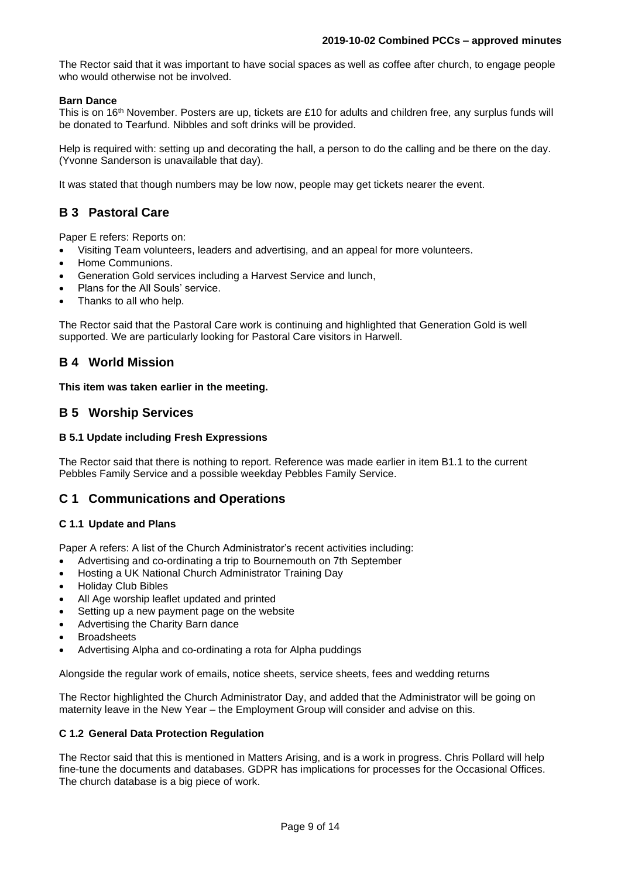The Rector said that it was important to have social spaces as well as coffee after church, to engage people who would otherwise not be involved.

**Barn Dance**

This is on 16th November. Posters are up, tickets are £10 for adults and children free, any surplus funds will be donated to Tearfund. Nibbles and soft drinks will be provided.

Help is required with: setting up and decorating the hall, a person to do the calling and be there on the day. (Yvonne Sanderson is unavailable that day).

It was stated that though numbers may be low now, people may get tickets nearer the event.

## B 3 Pastoral Care

Paper E refers: Reports on:

- Visiting Team volunteers, leaders and advertising, and an appeal for more volunteers.
- Home Communions.
- Generation Gold services including a Harvest Service and lunch,
- Plans for the All Souls' service.
- Thanks to all who help.

The Rector said that the Pastoral Care work is continuing and highlighted that Generation Gold is well supported. We are particularly looking for Pastoral Care visitors in Harwell.

## B 4 World Mission

**This item was taken earlier in the meeting.**

## B 5 Worship Services

### B 5.1 Update including Fresh Expressions

The Rector said that there is nothing to report. Reference was made earlier in item B1.1 to the current Pebbles Family Service and a possible weekday Pebbles Family Service.

## C 1 Communications and Operations

### C 1.1 Update and Plans

Paper A refers: A list of the Church Administrator's recent activities including:

- Advertising and co-ordinating a trip to Bournemouth on 7th September
- Hosting a UK National Church Administrator Training Day
- Holiday Club Bibles
- All Age worship leaflet updated and printed
- Setting up a new payment page on the website
- Advertising the Charity Barn dance
- Broadsheets
- Advertising Alpha and co-ordinating a rota for Alpha puddings

Alongside the regular work of emails, notice sheets, service sheets, fees and wedding returns

The Rector highlighted the Church Administrator Day, and added that the Administrator will be going on maternity leave in the New Year – the Employment Group will consider and advise on this.

### C 1.2 General Data Protection Regulation

The Rector said that this is mentioned in Matters Arising, and is a work in progress. Chris Pollard will help fine-tune the documents and databases. GDPR has implications for processes for the Occasional Offices. The church database is a big piece of work.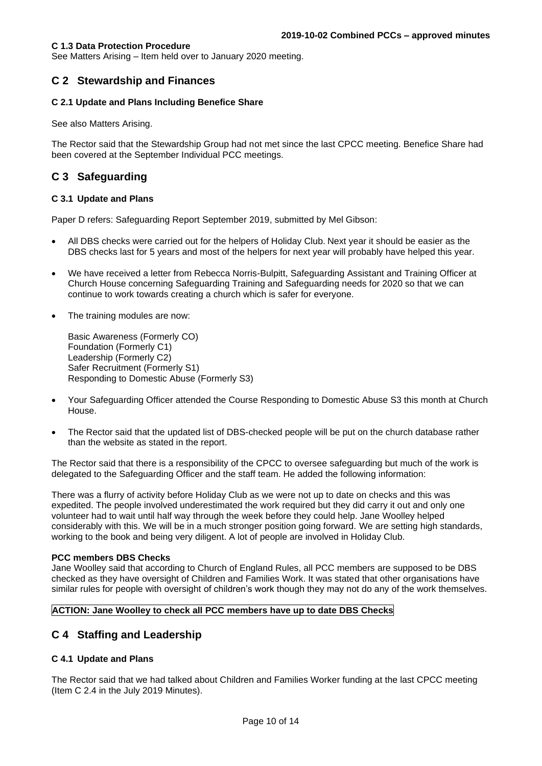#### C 1.3 Data Protection Procedure

See Matters Arising – Item held over to January 2020 meeting.

## C 2 Stewardship and Finances

### C 2.1 Update and Plans Including Benefice Share

See also Matters Arising.

The Rector said that the Stewardship Group had not met since the last CPCC meeting. Benefice Share had been covered at the September Individual PCC meetings.

## C 3 Safeguarding

### C 3.1 Update and Plans

Paper D refers: Safeguarding Report September 2019, submitted by Mel Gibson:

- All DBS checks were carried out for the helpers of Holiday Club. Next year it should be easier as the DBS checks last for 5 years and most of the helpers for next year will probably have helped this year.
- We have received a letter from Rebecca Norris-Bulpitt, Safeguarding Assistant and Training Officer at Church House concerning Safeguarding Training and Safeguarding needs for 2020 so that we can continue to work towards creating a church which is safer for everyone.
- The training modules are now:

  Basic Awareness (Formerly CO)
  Foundation (Formerly C1)
  Leadership (Formerly C2)
  Safer Recruitment (Formerly S1)
  Responding to Domestic Abuse (Formerly S3)

- Your Safeguarding Officer attended the Course Responding to Domestic Abuse S3 this month at Church House.
- The Rector said that the updated list of DBS-checked people will be put on the church database rather than the website as stated in the report.

The Rector said that there is a responsibility of the CPCC to oversee safeguarding but much of the work is delegated to the Safeguarding Officer and the staff team. He added the following information:

There was a flurry of activity before Holiday Club as we were not up to date on checks and this was expedited. The people involved underestimated the work required but they did carry it out and only one volunteer had to wait until half way through the week before they could help. Jane Woolley helped considerably with this. We will be in a much stronger position going forward. We are setting high standards, working to the book and being very diligent. A lot of people are involved in Holiday Club.

**PCC members DBS Checks**

Jane Woolley said that according to Church of England Rules, all PCC members are supposed to be DBS checked as they have oversight of Children and Families Work. It was stated that other organisations have similar rules for people with oversight of children's work though they may not do any of the work themselves.

**ACTION: Jane Woolley to check all PCC members have up to date DBS Checks**

## C 4 Staffing and Leadership

### C 4.1 Update and Plans

The Rector said that we had talked about Children and Families Worker funding at the last CPCC meeting (Item C 2.4 in the July 2019 Minutes).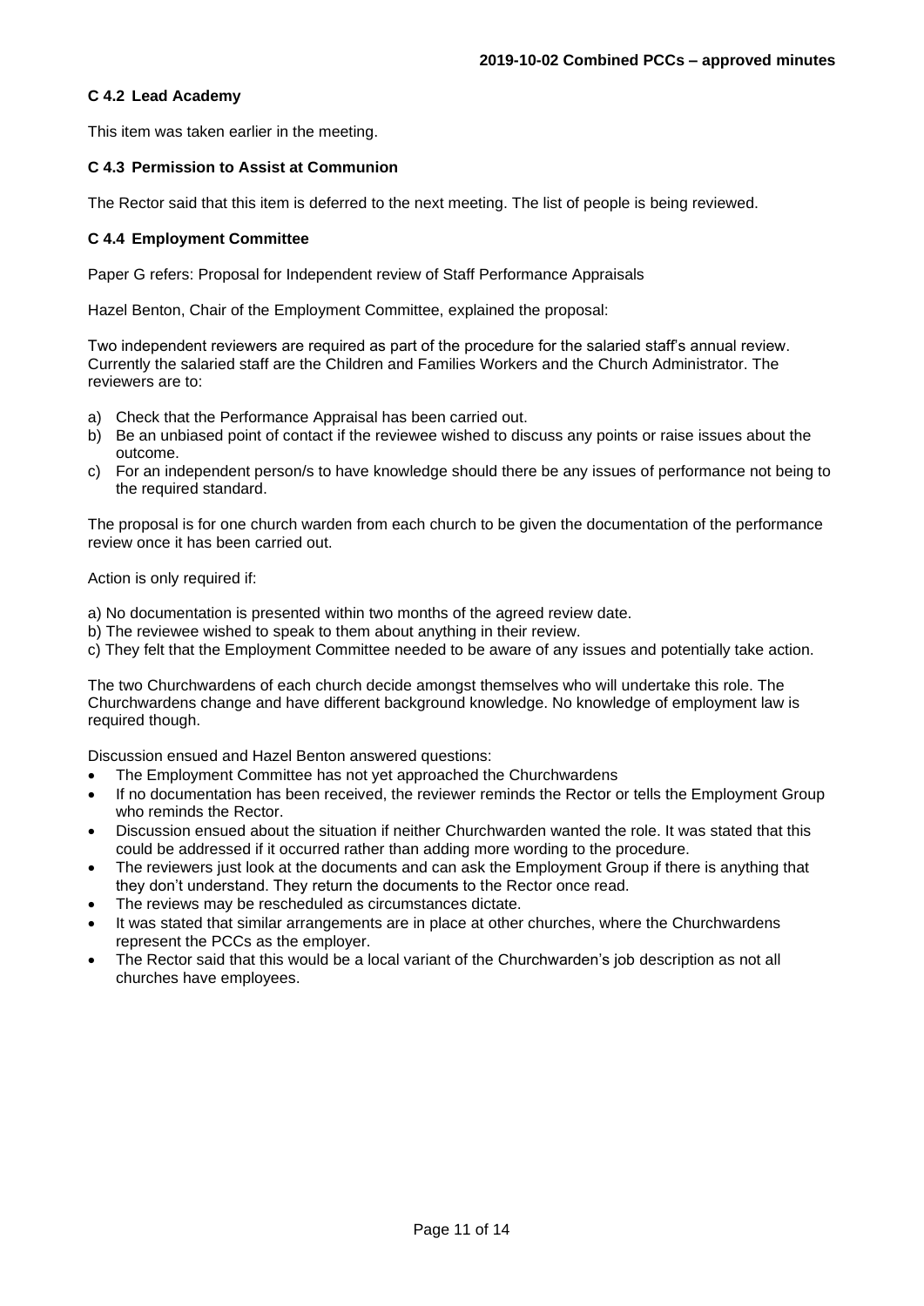### C 4.2 Lead Academy

This item was taken earlier in the meeting.

### C 4.3 Permission to Assist at Communion

The Rector said that this item is deferred to the next meeting. The list of people is being reviewed.

### C 4.4 Employment Committee

Paper G refers: Proposal for Independent review of Staff Performance Appraisals

Hazel Benton, Chair of the Employment Committee, explained the proposal:

Two independent reviewers are required as part of the procedure for the salaried staff's annual review. Currently the salaried staff are the Children and Families Workers and the Church Administrator. The reviewers are to:

a) Check that the Performance Appraisal has been carried out.
b) Be an unbiased point of contact if the reviewee wished to discuss any points or raise issues about the outcome.
c) For an independent person/s to have knowledge should there be any issues of performance not being to the required standard.

The proposal is for one church warden from each church to be given the documentation of the performance review once it has been carried out.

Action is only required if:

a) No documentation is presented within two months of the agreed review date.
b) The reviewee wished to speak to them about anything in their review.
c) They felt that the Employment Committee needed to be aware of any issues and potentially take action.

The two Churchwardens of each church decide amongst themselves who will undertake this role. The Churchwardens change and have different background knowledge. No knowledge of employment law is required though.

Discussion ensued and Hazel Benton answered questions:

- The Employment Committee has not yet approached the Churchwardens
- If no documentation has been received, the reviewer reminds the Rector or tells the Employment Group who reminds the Rector.
- Discussion ensued about the situation if neither Churchwarden wanted the role. It was stated that this could be addressed if it occurred rather than adding more wording to the procedure.
- The reviewers just look at the documents and can ask the Employment Group if there is anything that they don't understand. They return the documents to the Rector once read.
- The reviews may be rescheduled as circumstances dictate.
- It was stated that similar arrangements are in place at other churches, where the Churchwardens represent the PCCs as the employer.
- The Rector said that this would be a local variant of the Churchwarden's job description as not all churches have employees.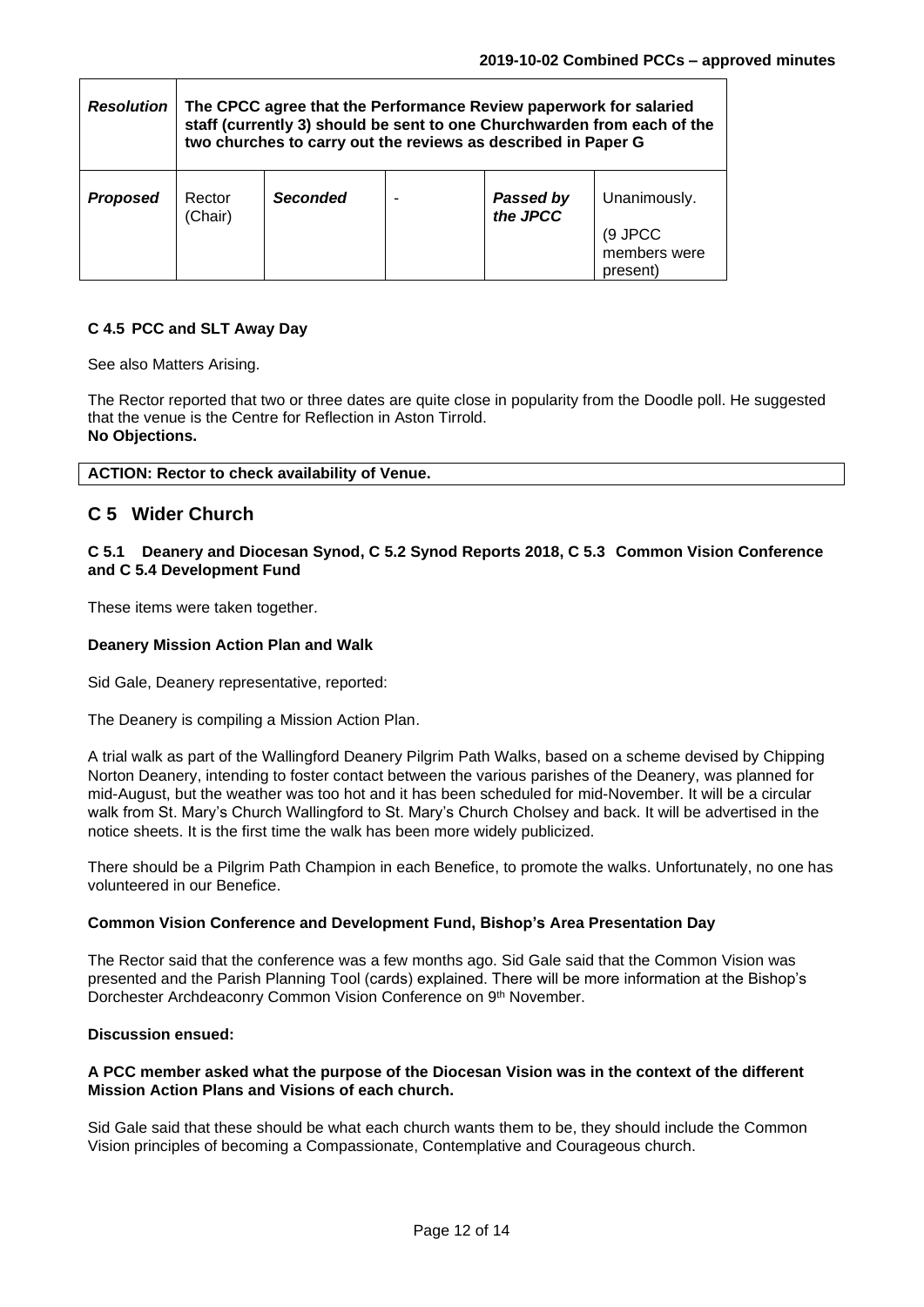| *Resolution* | **The CPCC agree that the Performance Review paperwork for salaried staff (currently 3) should be sent to one Churchwarden from each of the two churches to carry out the reviews as described in Paper G** | | | | |
|---|---|---|---|---|---|
| ***Proposed*** | Rector (Chair) | ***Seconded*** | - | ***Passed by the JPCC*** | Unanimously. (9 JPCC members were present) |

### C 4.5 PCC and SLT Away Day

See also Matters Arising.

The Rector reported that two or three dates are quite close in popularity from the Doodle poll. He suggested that the venue is the Centre for Reflection in Aston Tirrold.
**No Objections.**

**ACTION: Rector to check availability of Venue.**

## C 5 Wider Church

### C 5.1 Deanery and Diocesan Synod, C 5.2 Synod Reports 2018, C 5.3 Common Vision Conference and C 5.4 Development Fund

These items were taken together.

**Deanery Mission Action Plan and Walk**

Sid Gale, Deanery representative, reported:

The Deanery is compiling a Mission Action Plan.

A trial walk as part of the Wallingford Deanery Pilgrim Path Walks, based on a scheme devised by Chipping Norton Deanery, intending to foster contact between the various parishes of the Deanery, was planned for mid-August, but the weather was too hot and it has been scheduled for mid-November. It will be a circular walk from St. Mary's Church Wallingford to St. Mary's Church Cholsey and back. It will be advertised in the notice sheets. It is the first time the walk has been more widely publicized.

There should be a Pilgrim Path Champion in each Benefice, to promote the walks. Unfortunately, no one has volunteered in our Benefice.

**Common Vision Conference and Development Fund, Bishop's Area Presentation Day**

The Rector said that the conference was a few months ago. Sid Gale said that the Common Vision was presented and the Parish Planning Tool (cards) explained. There will be more information at the Bishop's Dorchester Archdeaconry Common Vision Conference on 9th November.

**Discussion ensued:**

**A PCC member asked what the purpose of the Diocesan Vision was in the context of the different Mission Action Plans and Visions of each church.**

Sid Gale said that these should be what each church wants them to be, they should include the Common Vision principles of becoming a Compassionate, Contemplative and Courageous church.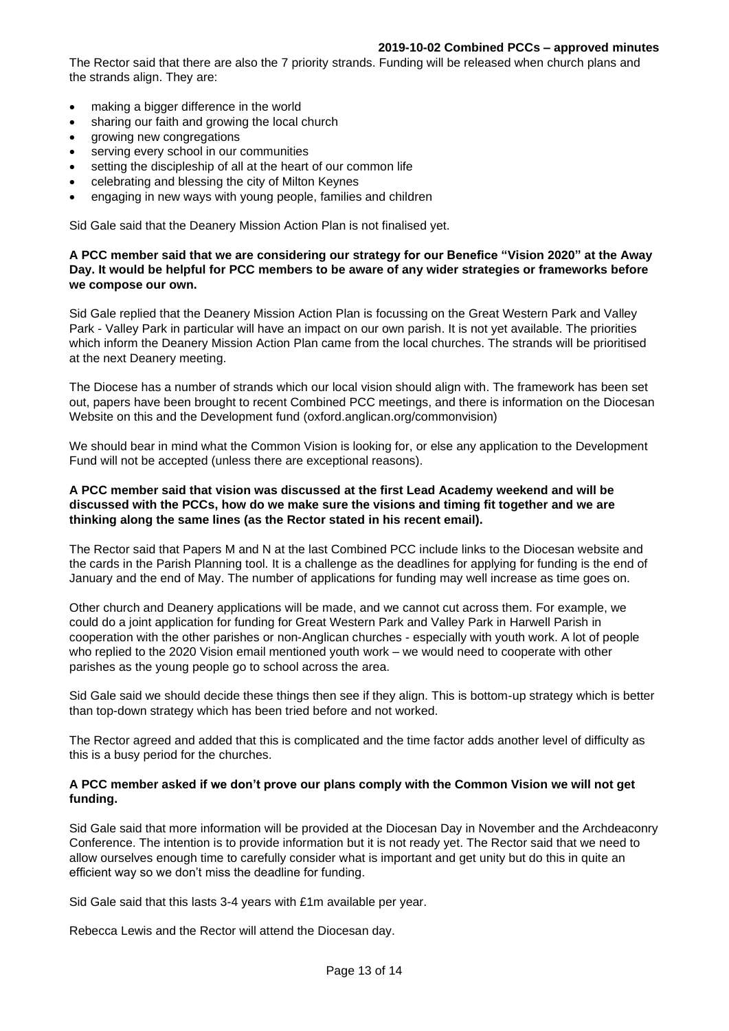The Rector said that there are also the 7 priority strands. Funding will be released when church plans and the strands align. They are:

- making a bigger difference in the world
- sharing our faith and growing the local church
- growing new congregations
- serving every school in our communities
- setting the discipleship of all at the heart of our common life
- celebrating and blessing the city of Milton Keynes
- engaging in new ways with young people, families and children

Sid Gale said that the Deanery Mission Action Plan is not finalised yet.

**A PCC member said that we are considering our strategy for our Benefice "Vision 2020" at the Away Day. It would be helpful for PCC members to be aware of any wider strategies or frameworks before we compose our own.**

Sid Gale replied that the Deanery Mission Action Plan is focussing on the Great Western Park and Valley Park - Valley Park in particular will have an impact on our own parish. It is not yet available. The priorities which inform the Deanery Mission Action Plan came from the local churches. The strands will be prioritised at the next Deanery meeting.

The Diocese has a number of strands which our local vision should align with. The framework has been set out, papers have been brought to recent Combined PCC meetings, and there is information on the Diocesan Website on this and the Development fund (oxford.anglican.org/commonvision)

We should bear in mind what the Common Vision is looking for, or else any application to the Development Fund will not be accepted (unless there are exceptional reasons).

**A PCC member said that vision was discussed at the first Lead Academy weekend and will be discussed with the PCCs, how do we make sure the visions and timing fit together and we are thinking along the same lines (as the Rector stated in his recent email).**

The Rector said that Papers M and N at the last Combined PCC include links to the Diocesan website and the cards in the Parish Planning tool. It is a challenge as the deadlines for applying for funding is the end of January and the end of May. The number of applications for funding may well increase as time goes on.

Other church and Deanery applications will be made, and we cannot cut across them. For example, we could do a joint application for funding for Great Western Park and Valley Park in Harwell Parish in cooperation with the other parishes or non-Anglican churches - especially with youth work. A lot of people who replied to the 2020 Vision email mentioned youth work – we would need to cooperate with other parishes as the young people go to school across the area.

Sid Gale said we should decide these things then see if they align. This is bottom-up strategy which is better than top-down strategy which has been tried before and not worked.

The Rector agreed and added that this is complicated and the time factor adds another level of difficulty as this is a busy period for the churches.

**A PCC member asked if we don't prove our plans comply with the Common Vision we will not get funding.**

Sid Gale said that more information will be provided at the Diocesan Day in November and the Archdeaconry Conference. The intention is to provide information but it is not ready yet. The Rector said that we need to allow ourselves enough time to carefully consider what is important and get unity but do this in quite an efficient way so we don't miss the deadline for funding.

Sid Gale said that this lasts 3-4 years with £1m available per year.

Rebecca Lewis and the Rector will attend the Diocesan day.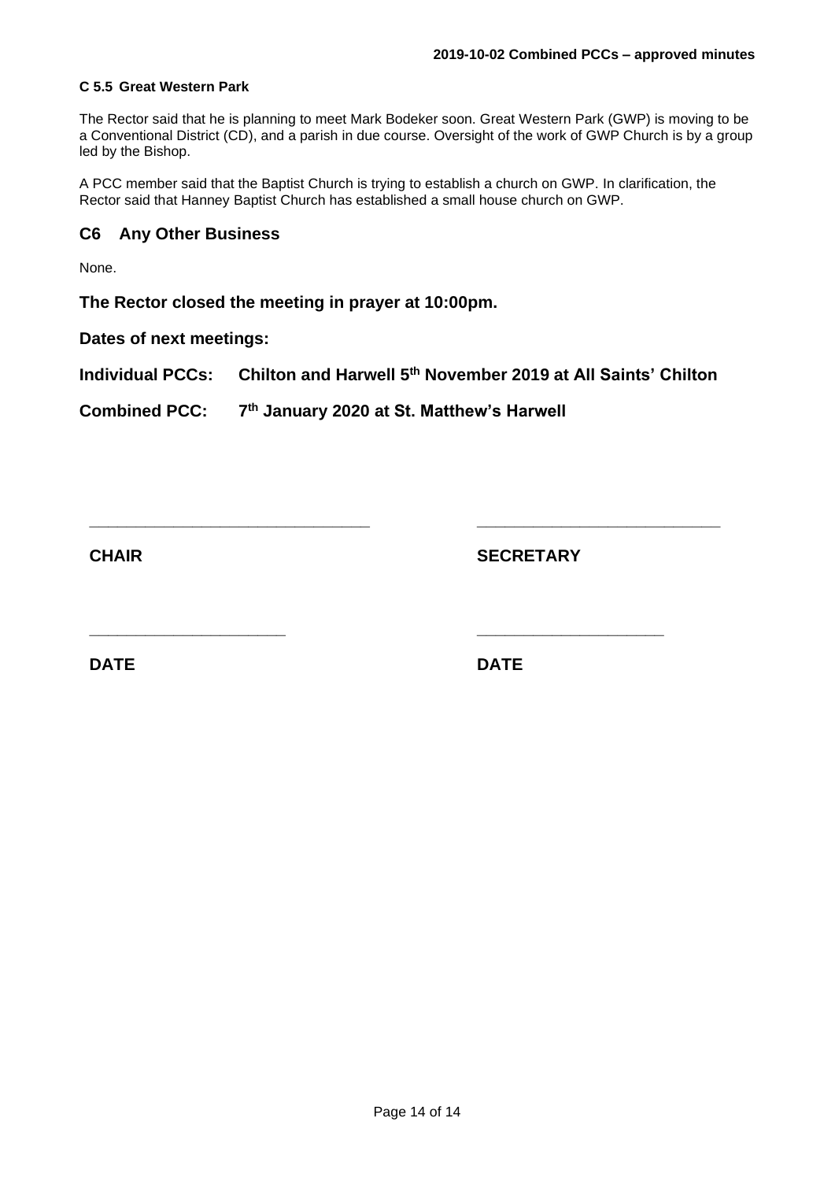### C 5.5 Great Western Park

The Rector said that he is planning to meet Mark Bodeker soon. Great Western Park (GWP) is moving to be a Conventional District (CD), and a parish in due course. Oversight of the work of GWP Church is by a group led by the Bishop.

A PCC member said that the Baptist Church is trying to establish a church on GWP. In clarification, the Rector said that Hanney Baptist Church has established a small house church on GWP.

## C6 Any Other Business

None.

**The Rector closed the meeting in prayer at 10:00pm.**

**Dates of next meetings:**

**Individual PCCs: Chilton and Harwell 5th November 2019 at All Saints' Chilton**

**Combined PCC: 7th January 2020 at St. Matthew's Harwell**

\_\_\_\_\_\_\_\_\_\_\_\_\_\_\_\_\_\_\_\_\_\_\_\_\_\_\_\_\_\_\_\_

**CHAIR**

\_\_\_\_\_\_\_\_\_\_\_\_\_\_\_\_\_\_\_\_\_\_\_\_\_\_\_\_\_\_\_\_

**SECRETARY**

\_\_\_\_\_\_\_\_\_\_\_\_\_\_\_\_\_\_\_\_\_\_

**DATE**

\_\_\_\_\_\_\_\_\_\_\_\_\_\_\_\_\_\_\_\_\_\_

**DATE**